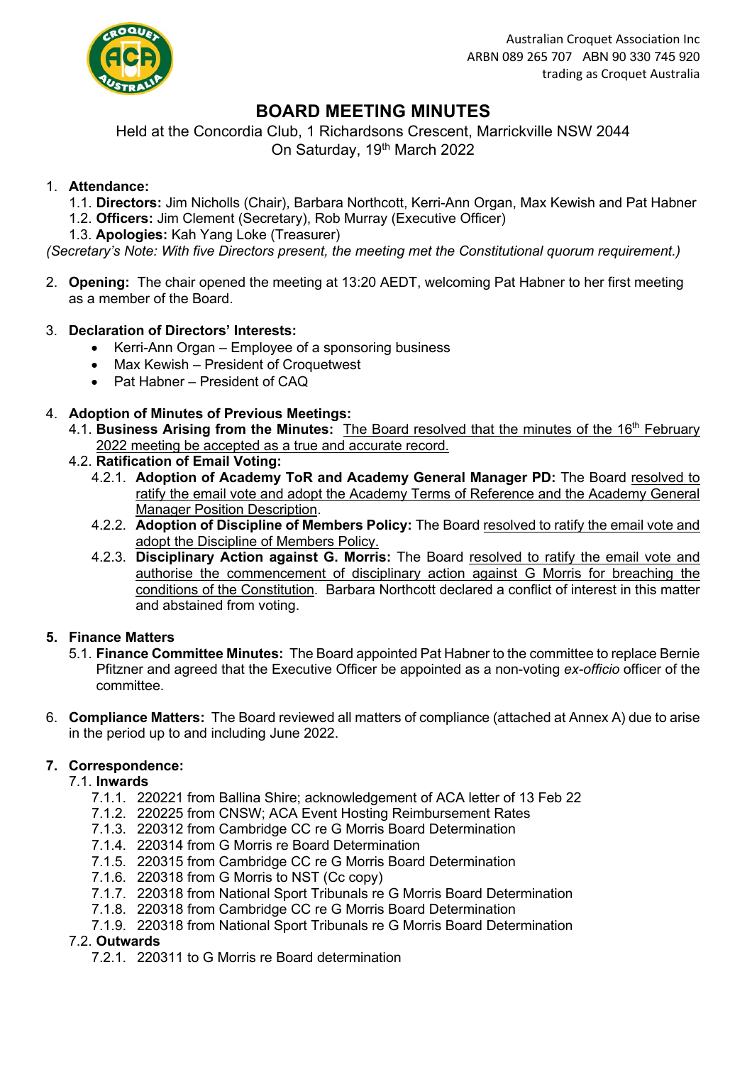Australian Croquet Association Inc
ARBN 089 265 707 ABN 90 330 745 920
trading as Croquet Australia

# BOARD MEETING MINUTES

Held at the Concordia Club, 1 Richardsons Crescent, Marrickville NSW 2044
On Saturday, 19th March 2022

1. **Attendance:**
   1.1. **Directors:** Jim Nicholls (Chair), Barbara Northcott, Kerri-Ann Organ, Max Kewish and Pat Habner
   1.2. **Officers:** Jim Clement (Secretary), Rob Murray (Executive Officer)
   1.3. **Apologies:** Kah Yang Loke (Treasurer)

*(Secretary's Note: With five Directors present, the meeting met the Constitutional quorum requirement.)*

2. **Opening:** The chair opened the meeting at 13:20 AEDT, welcoming Pat Habner to her first meeting as a member of the Board.

3. **Declaration of Directors' Interests:**
   - Kerri-Ann Organ – Employee of a sponsoring business
   - Max Kewish – President of Croquetwest
   - Pat Habner – President of CAQ

4. **Adoption of Minutes of Previous Meetings:**
   4.1. **Business Arising from the Minutes:** The Board resolved that the minutes of the 16th February 2022 meeting be accepted as a true and accurate record.
   4.2. **Ratification of Email Voting:**
      4.2.1. **Adoption of Academy ToR and Academy General Manager PD:** The Board resolved to ratify the email vote and adopt the Academy Terms of Reference and the Academy General Manager Position Description.
      4.2.2. **Adoption of Discipline of Members Policy:** The Board resolved to ratify the email vote and adopt the Discipline of Members Policy.
      4.2.3. **Disciplinary Action against G. Morris:** The Board resolved to ratify the email vote and authorise the commencement of disciplinary action against G Morris for breaching the conditions of the Constitution. Barbara Northcott declared a conflict of interest in this matter and abstained from voting.

5. **Finance Matters**
   5.1. **Finance Committee Minutes:** The Board appointed Pat Habner to the committee to replace Bernie Pfitzner and agreed that the Executive Officer be appointed as a non-voting *ex-officio* officer of the committee.

6. **Compliance Matters:** The Board reviewed all matters of compliance (attached at Annex A) due to arise in the period up to and including June 2022.

7. **Correspondence:**
   7.1. **Inwards**
      7.1.1. 220221 from Ballina Shire; acknowledgement of ACA letter of 13 Feb 22
      7.1.2. 220225 from CNSW; ACA Event Hosting Reimbursement Rates
      7.1.3. 220312 from Cambridge CC re G Morris Board Determination
      7.1.4. 220314 from G Morris re Board Determination
      7.1.5. 220315 from Cambridge CC re G Morris Board Determination
      7.1.6. 220318 from G Morris to NST (Cc copy)
      7.1.7. 220318 from National Sport Tribunals re G Morris Board Determination
      7.1.8. 220318 from Cambridge CC re G Morris Board Determination
      7.1.9. 220318 from National Sport Tribunals re G Morris Board Determination
   7.2. **Outwards**
      7.2.1. 220311 to G Morris re Board determination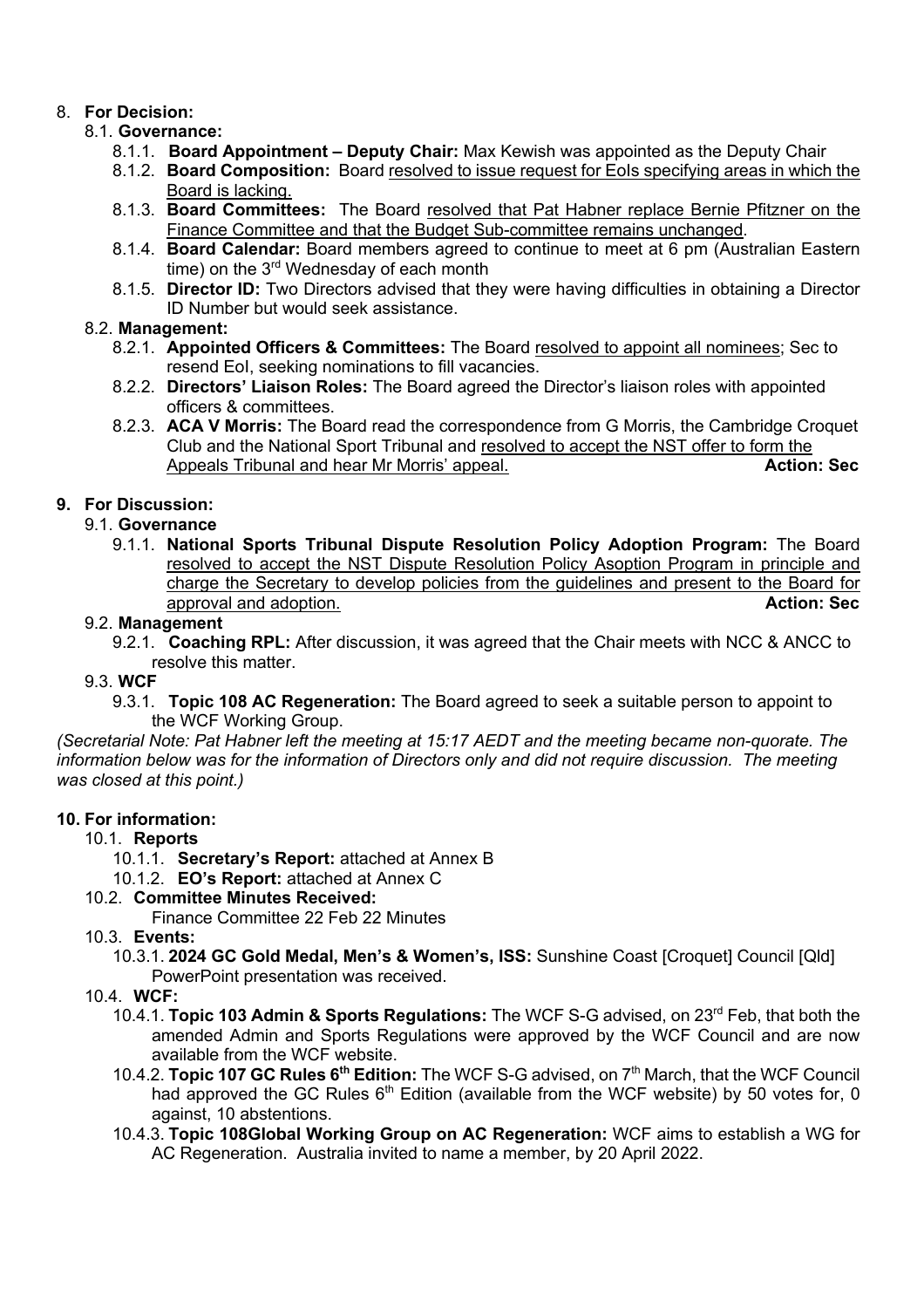8. **For Decision:**
   8.1. **Governance:**
      8.1.1. **Board Appointment – Deputy Chair:** Max Kewish was appointed as the Deputy Chair
      8.1.2. **Board Composition:** Board resolved to issue request for EoIs specifying areas in which the Board is lacking.
      8.1.3. **Board Committees:** The Board resolved that Pat Habner replace Bernie Pfitzner on the Finance Committee and that the Budget Sub-committee remains unchanged.
      8.1.4. **Board Calendar:** Board members agreed to continue to meet at 6 pm (Australian Eastern time) on the 3rd Wednesday of each month
      8.1.5. **Director ID:** Two Directors advised that they were having difficulties in obtaining a Director ID Number but would seek assistance.
   8.2. **Management:**
      8.2.1. **Appointed Officers & Committees:** The Board resolved to appoint all nominees; Sec to resend EoI, seeking nominations to fill vacancies.
      8.2.2. **Directors' Liaison Roles:** The Board agreed the Director's liaison roles with appointed officers & committees.
      8.2.3. **ACA V Morris:** The Board read the correspondence from G Morris, the Cambridge Croquet Club and the National Sport Tribunal and resolved to accept the NST offer to form the Appeals Tribunal and hear Mr Morris' appeal. **Action: Sec**

**9. For Discussion:**
   9.1. **Governance**
      9.1.1. **National Sports Tribunal Dispute Resolution Policy Adoption Program:** The Board resolved to accept the NST Dispute Resolution Policy Asoption Program in principle and charge the Secretary to develop policies from the guidelines and present to the Board for approval and adoption. **Action: Sec**
   9.2. **Management**
      9.2.1. **Coaching RPL:** After discussion, it was agreed that the Chair meets with NCC & ANCC to resolve this matter.
   9.3. **WCF**
      9.3.1. **Topic 108 AC Regeneration:** The Board agreed to seek a suitable person to appoint to the WCF Working Group.

*(Secretarial Note: Pat Habner left the meeting at 15:17 AEDT and the meeting became non-quorate. The information below was for the information of Directors only and did not require discussion. The meeting was closed at this point.)*

**10. For information:**
   10.1. **Reports**
      10.1.1. **Secretary's Report:** attached at Annex B
      10.1.2. **EO's Report:** attached at Annex C
   10.2. **Committee Minutes Received:**
      Finance Committee 22 Feb 22 Minutes
   10.3. **Events:**
      10.3.1. **2024 GC Gold Medal, Men's & Women's, ISS:** Sunshine Coast [Croquet] Council [Qld] PowerPoint presentation was received.
   10.4. **WCF:**
      10.4.1. **Topic 103 Admin & Sports Regulations:** The WCF S-G advised, on 23rd Feb, that both the amended Admin and Sports Regulations were approved by the WCF Council and are now available from the WCF website.
      10.4.2. **Topic 107 GC Rules 6th Edition:** The WCF S-G advised, on 7th March, that the WCF Council had approved the GC Rules 6th Edition (available from the WCF website) by 50 votes for, 0 against, 10 abstentions.
      10.4.3. **Topic 108Global Working Group on AC Regeneration:** WCF aims to establish a WG for AC Regeneration. Australia invited to name a member, by 20 April 2022.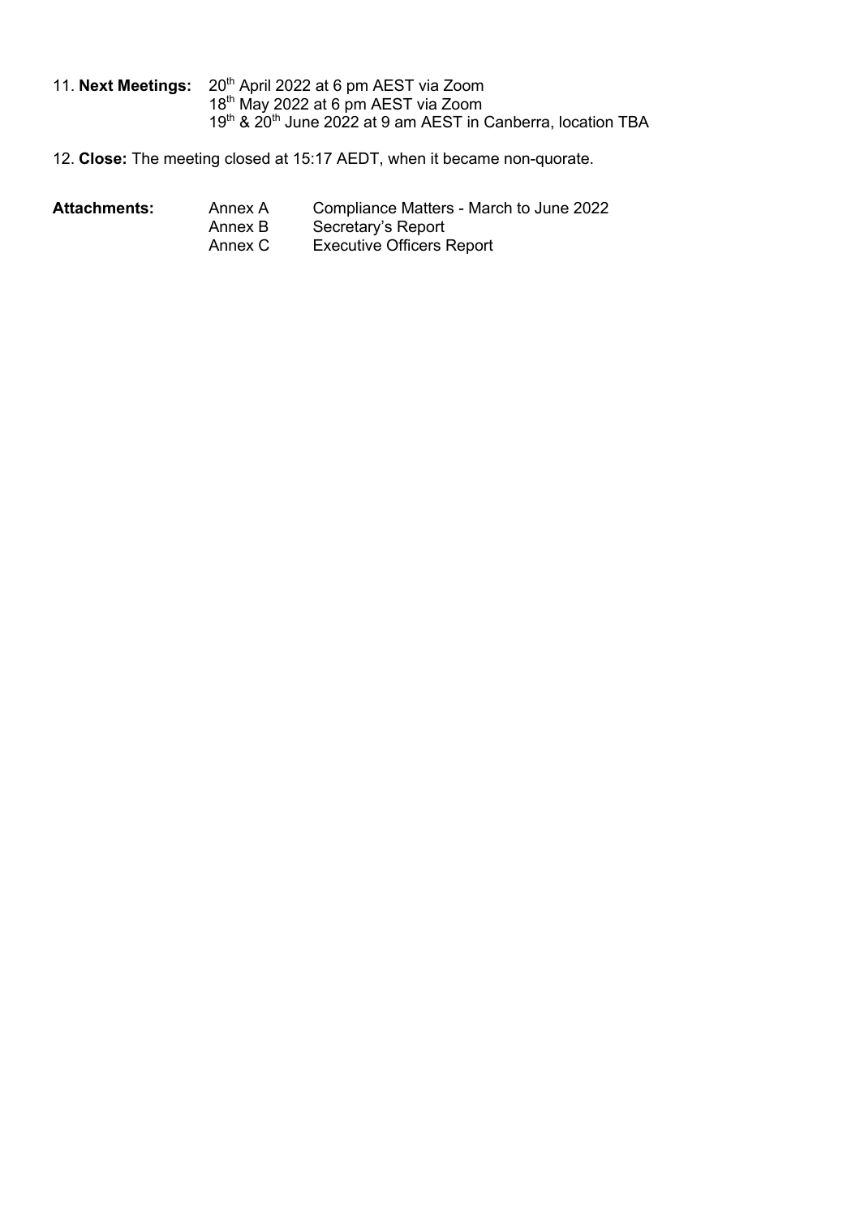11. **Next Meetings:** 20th April 2022 at 6 pm AEST via Zoom
18th May 2022 at 6 pm AEST via Zoom
19th & 20th June 2022 at 9 am AEST in Canberra, location TBA

12. **Close:** The meeting closed at 15:17 AEDT, when it became non-quorate.

**Attachments:**

| | |
|---|---|
| Annex A | Compliance Matters - March to June 2022 |
| Annex B | Secretary's Report |
| Annex C | Executive Officers Report |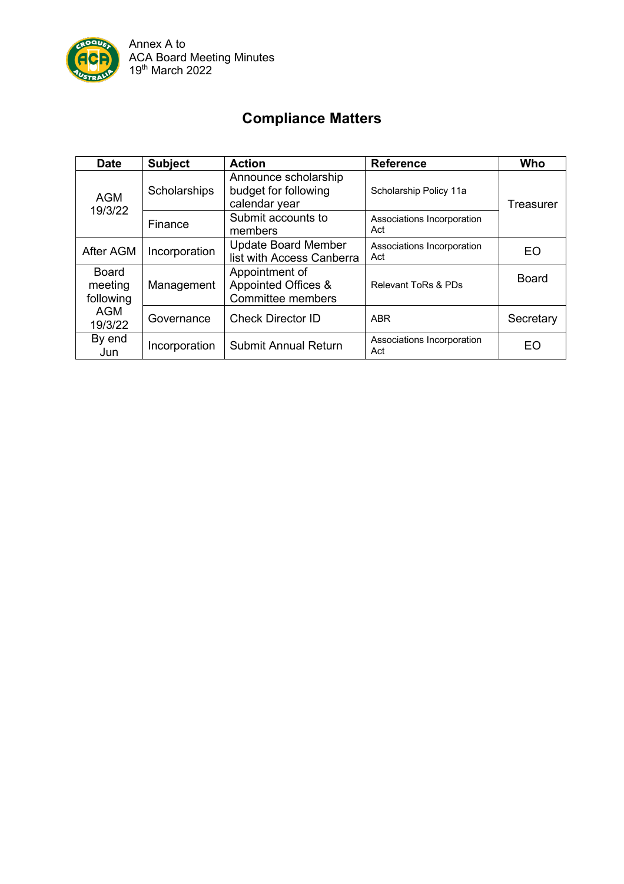Annex A to
ACA Board Meeting Minutes
19th March 2022

# Compliance Matters

| Date | Subject | Action | Reference | Who |
|---|---|---|---|---|
| AGM 19/3/22 | Scholarships | Announce scholarship budget for following calendar year | Scholarship Policy 11a | Treasurer |
| | Finance | Submit accounts to members | Associations Incorporation Act | |
| After AGM | Incorporation | Update Board Member list with Access Canberra | Associations Incorporation Act | EO |
| Board meeting following AGM 19/3/22 | Management | Appointment of Appointed Offices & Committee members | Relevant ToRs & PDs | Board |
| | Governance | Check Director ID | ABR | Secretary |
| By end Jun | Incorporation | Submit Annual Return | Associations Incorporation Act | EO |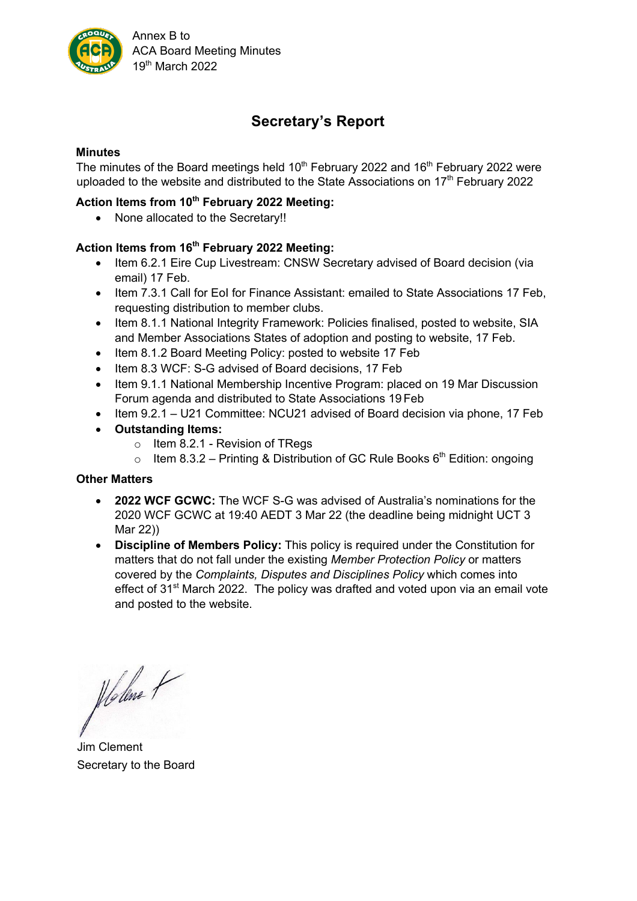Annex B to
ACA Board Meeting Minutes
19th March 2022

# Secretary's Report

**Minutes**

The minutes of the Board meetings held 10th February 2022 and 16th February 2022 were uploaded to the website and distributed to the State Associations on 17th February 2022

**Action Items from 10th February 2022 Meeting:**

- None allocated to the Secretary!!

**Action Items from 16th February 2022 Meeting:**

- Item 6.2.1 Eire Cup Livestream: CNSW Secretary advised of Board decision (via email) 17 Feb.
- Item 7.3.1 Call for EoI for Finance Assistant: emailed to State Associations 17 Feb, requesting distribution to member clubs.
- Item 8.1.1 National Integrity Framework: Policies finalised, posted to website, SIA and Member Associations States of adoption and posting to website, 17 Feb.
- Item 8.1.2 Board Meeting Policy: posted to website 17 Feb
- Item 8.3 WCF: S-G advised of Board decisions, 17 Feb
- Item 9.1.1 National Membership Incentive Program: placed on 19 Mar Discussion Forum agenda and distributed to State Associations 19 Feb
- Item 9.2.1 – U21 Committee: NCU21 advised of Board decision via phone, 17 Feb
- **Outstanding Items:**
  - Item 8.2.1 - Revision of TRegs
  - Item 8.3.2 – Printing & Distribution of GC Rule Books 6th Edition: ongoing

**Other Matters**

- **2022 WCF GCWC:** The WCF S-G was advised of Australia's nominations for the 2020 WCF GCWC at 19:40 AEDT 3 Mar 22 (the deadline being midnight UCT 3 Mar 22))
- **Discipline of Members Policy:** This policy is required under the Constitution for matters that do not fall under the existing *Member Protection Policy* or matters covered by the *Complaints, Disputes and Disciplines Policy* which comes into effect of 31st March 2022. The policy was drafted and voted upon via an email vote and posted to the website.

Jim Clement
Secretary to the Board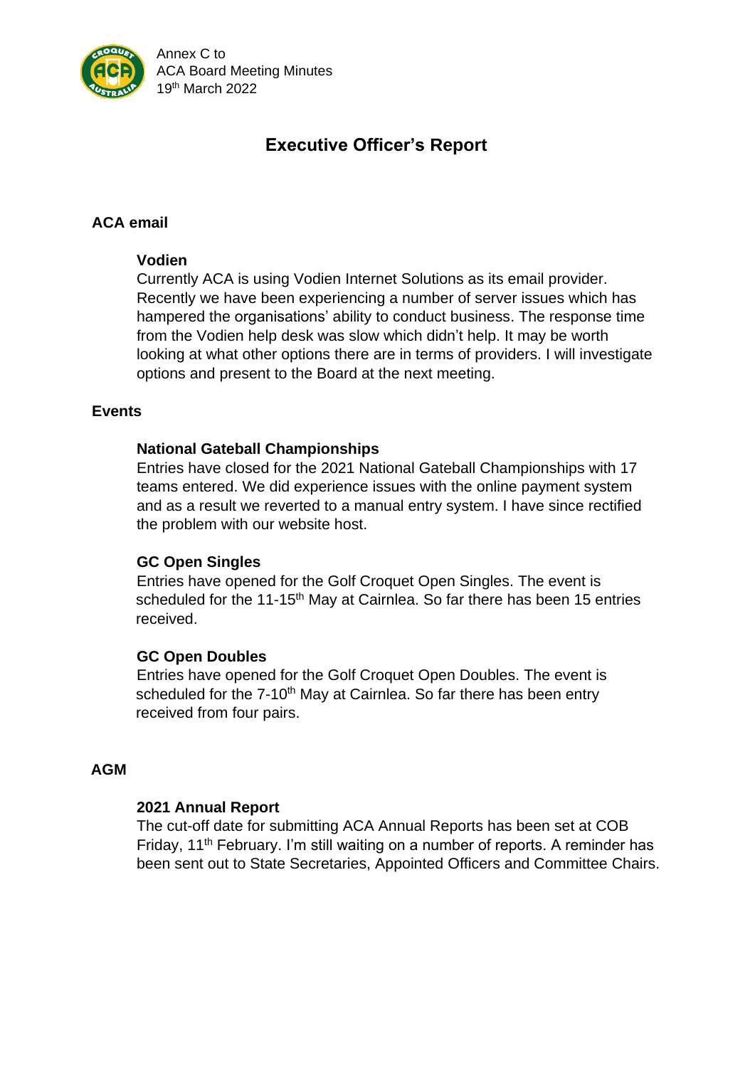Annex C to
ACA Board Meeting Minutes
19th March 2022

# Executive Officer's Report

## ACA email

### Vodien

Currently ACA is using Vodien Internet Solutions as its email provider. Recently we have been experiencing a number of server issues which has hampered the organisations' ability to conduct business. The response time from the Vodien help desk was slow which didn't help. It may be worth looking at what other options there are in terms of providers. I will investigate options and present to the Board at the next meeting.

## Events

### National Gateball Championships

Entries have closed for the 2021 National Gateball Championships with 17 teams entered. We did experience issues with the online payment system and as a result we reverted to a manual entry system. I have since rectified the problem with our website host.

### GC Open Singles

Entries have opened for the Golf Croquet Open Singles. The event is scheduled for the 11-15th May at Cairnlea. So far there has been 15 entries received.

### GC Open Doubles

Entries have opened for the Golf Croquet Open Doubles. The event is scheduled for the 7-10th May at Cairnlea. So far there has been entry received from four pairs.

## AGM

### 2021 Annual Report

The cut-off date for submitting ACA Annual Reports has been set at COB Friday, 11th February. I'm still waiting on a number of reports. A reminder has been sent out to State Secretaries, Appointed Officers and Committee Chairs.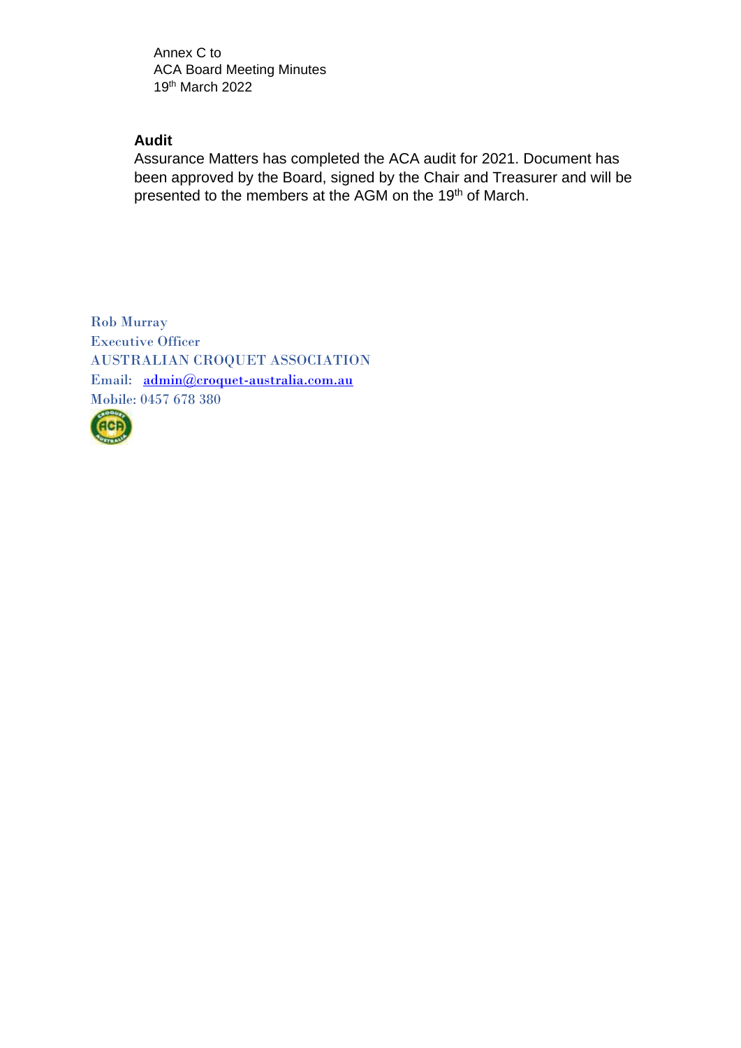Annex C to
ACA Board Meeting Minutes
19th March 2022

**Audit**

Assurance Matters has completed the ACA audit for 2021. Document has been approved by the Board, signed by the Chair and Treasurer and will be presented to the members at the AGM on the 19th of March.

Rob Murray
Executive Officer
AUSTRALIAN CROQUET ASSOCIATION
Email: admin@croquet-australia.com.au
Mobile: 0457 678 380